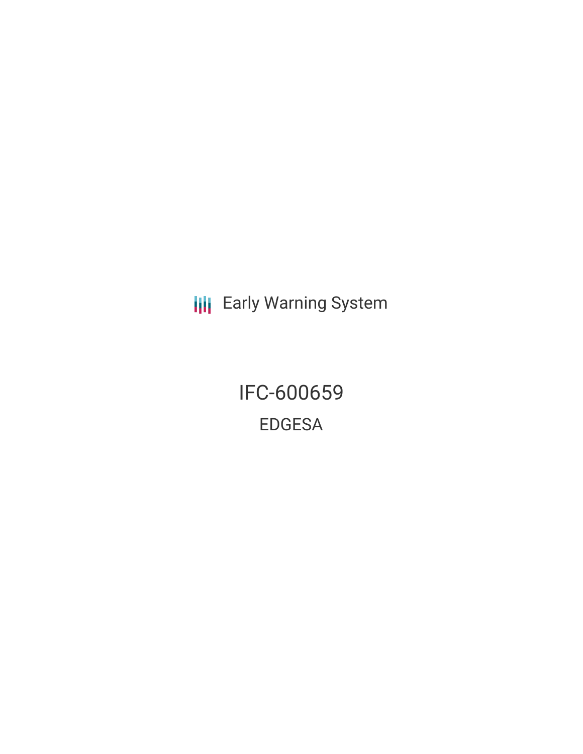Early Warning System

# IFC-600659

## EDGESA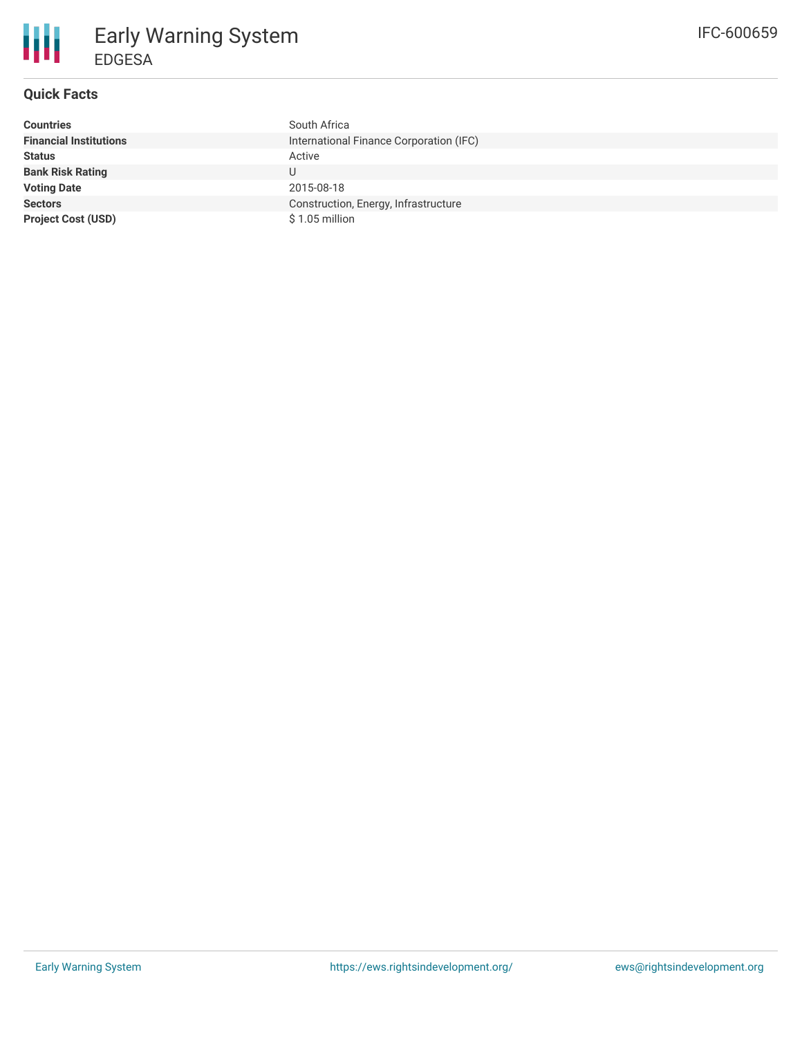# Early Warning System

EDGESA

IFC-600659

## Quick Facts

| | |
|---|---|
| **Countries** | South Africa |
| **Financial Institutions** | International Finance Corporation (IFC) |
| **Status** | Active |
| **Bank Risk Rating** | U |
| **Voting Date** | 2015-08-18 |
| **Sectors** | Construction, Energy, Infrastructure |
| **Project Cost (USD)** | $ 1.05 million |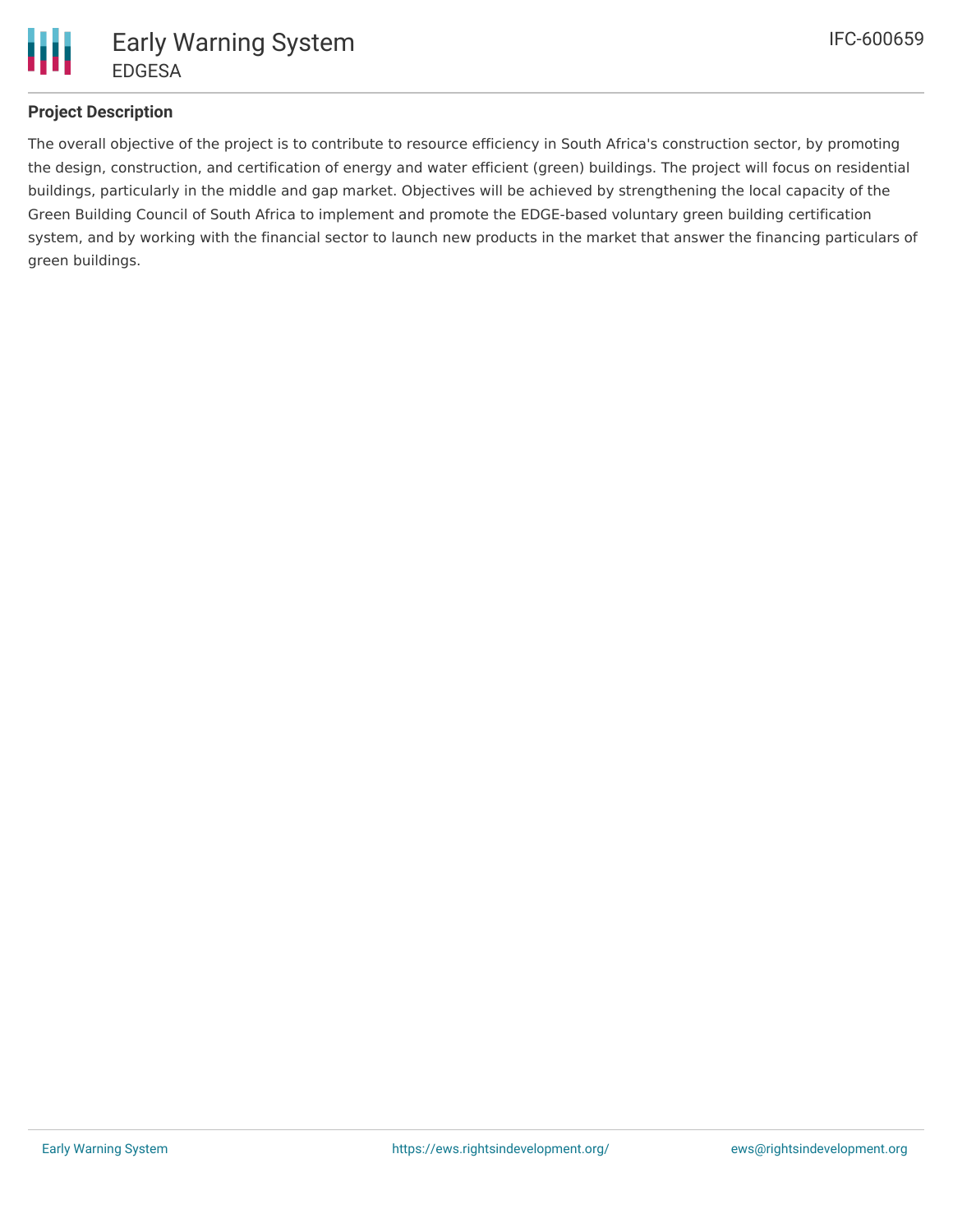## Project Description

The overall objective of the project is to contribute to resource efficiency in South Africa's construction sector, by promoting the design, construction, and certification of energy and water efficient (green) buildings. The project will focus on residential buildings, particularly in the middle and gap market. Objectives will be achieved by strengthening the local capacity of the Green Building Council of South Africa to implement and promote the EDGE-based voluntary green building certification system, and by working with the financial sector to launch new products in the market that answer the financing particulars of green buildings.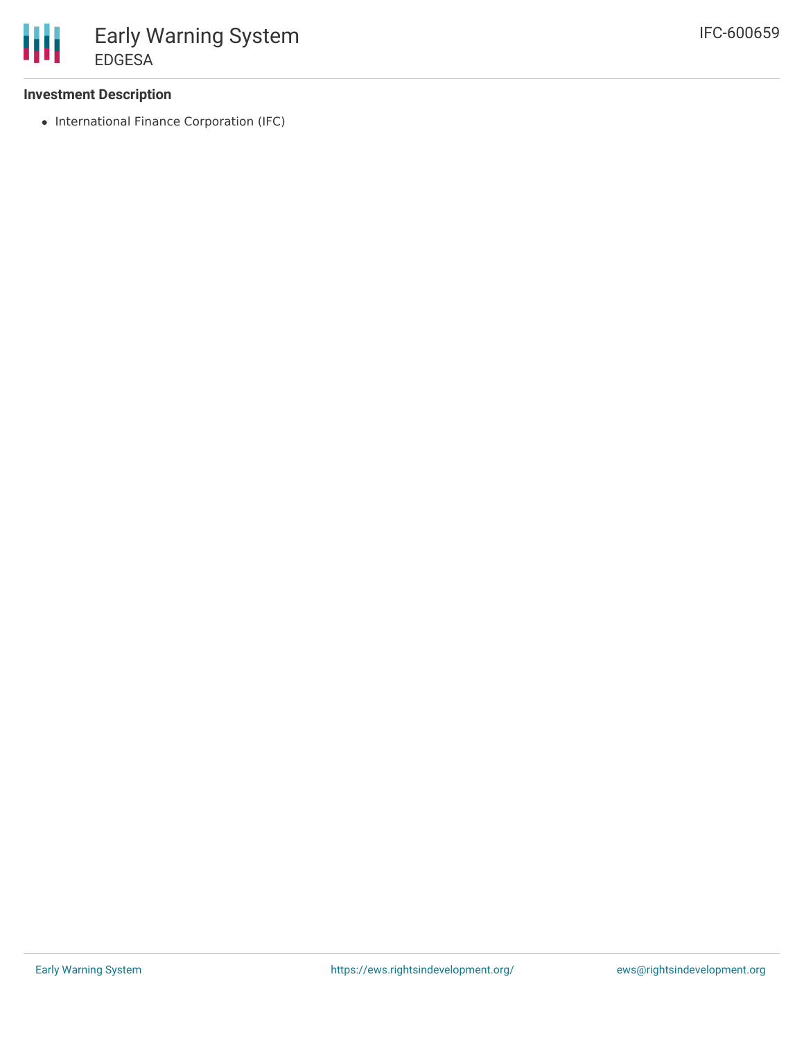### Investment Description

- International Finance Corporation (IFC)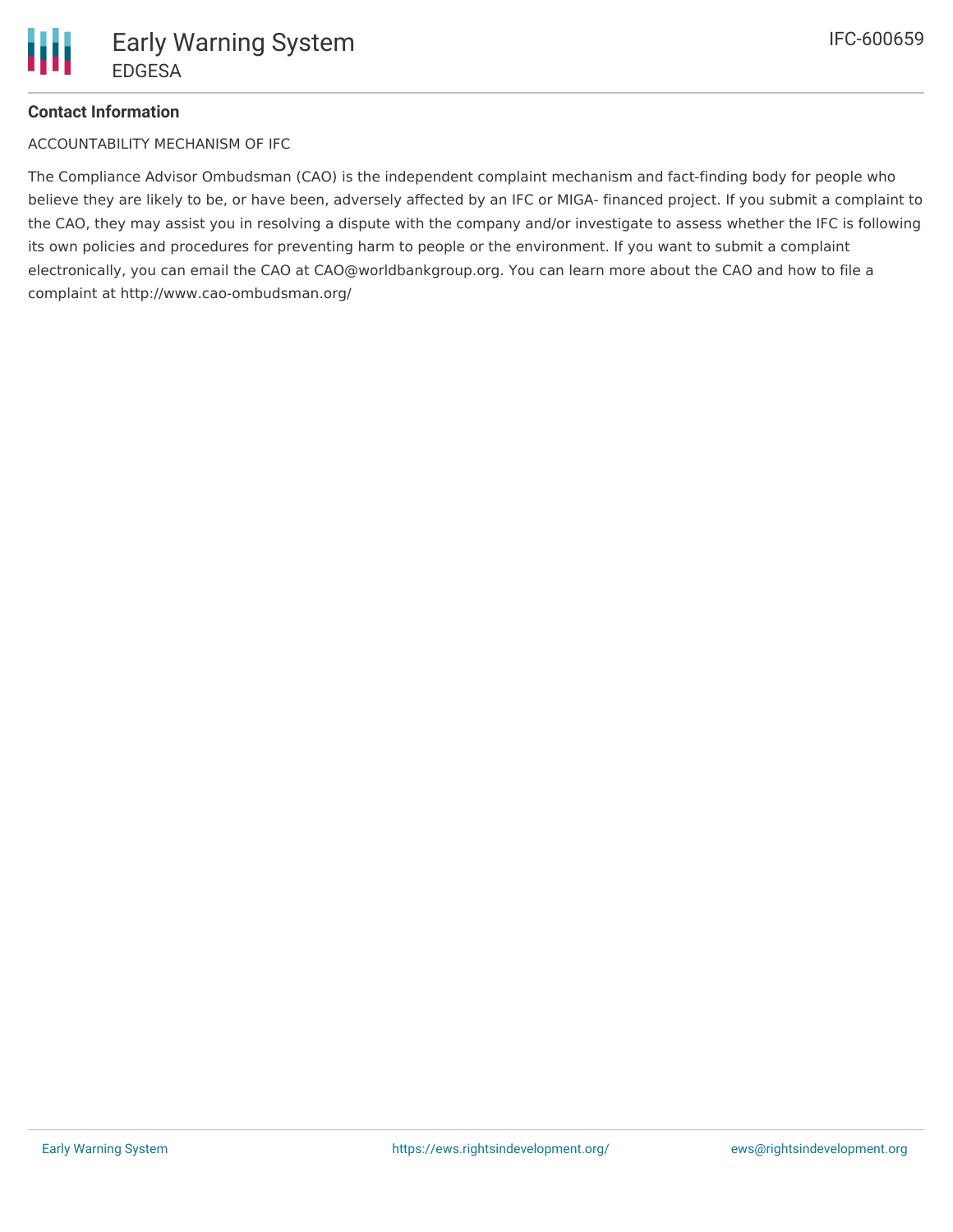**Contact Information**

ACCOUNTABILITY MECHANISM OF IFC

The Compliance Advisor Ombudsman (CAO) is the independent complaint mechanism and fact-finding body for people who believe they are likely to be, or have been, adversely affected by an IFC or MIGA- financed project. If you submit a complaint to the CAO, they may assist you in resolving a dispute with the company and/or investigate to assess whether the IFC is following its own policies and procedures for preventing harm to people or the environment. If you want to submit a complaint electronically, you can email the CAO at CAO@worldbankgroup.org. You can learn more about the CAO and how to file a complaint at http://www.cao-ombudsman.org/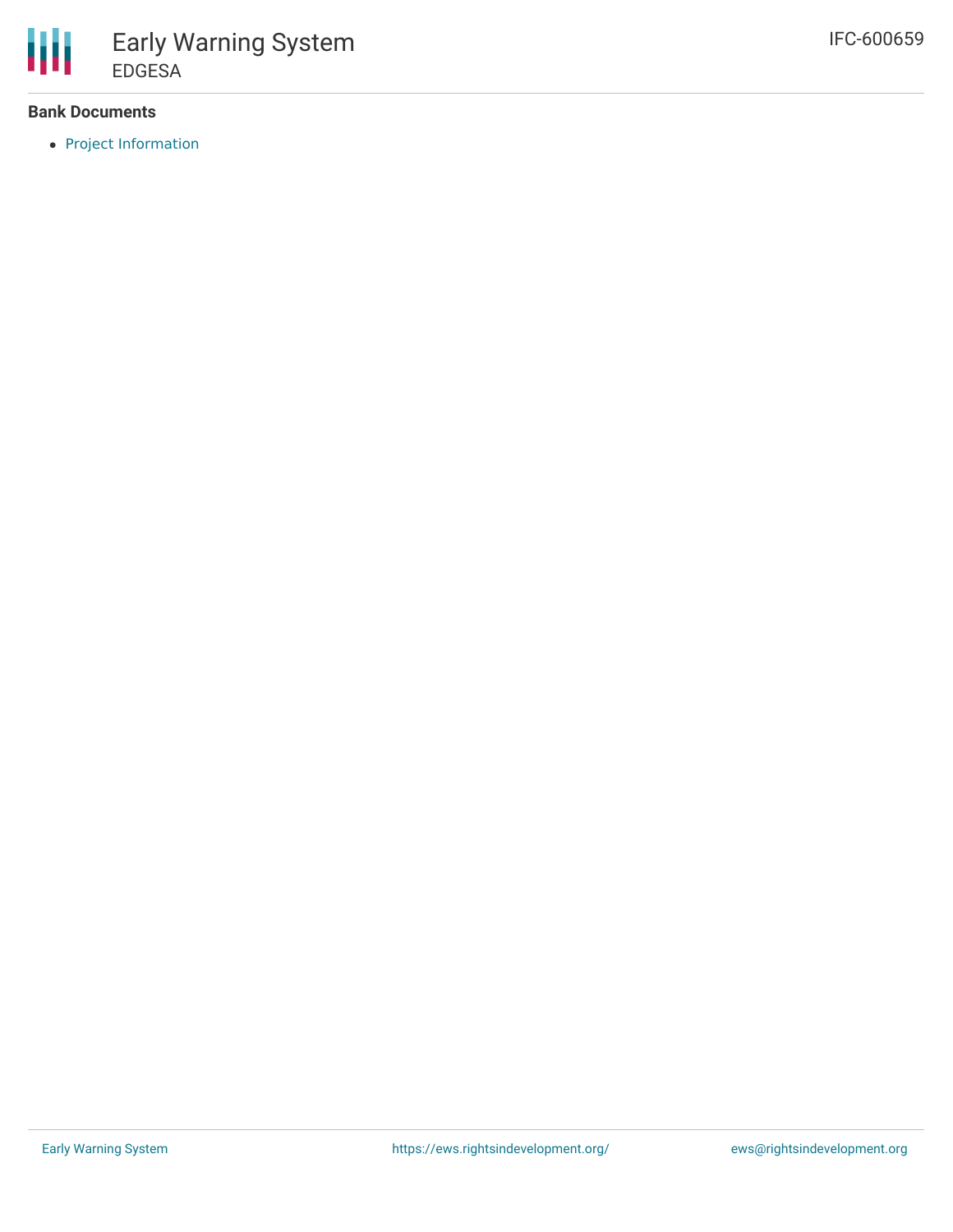**Bank Documents**

- Project Information